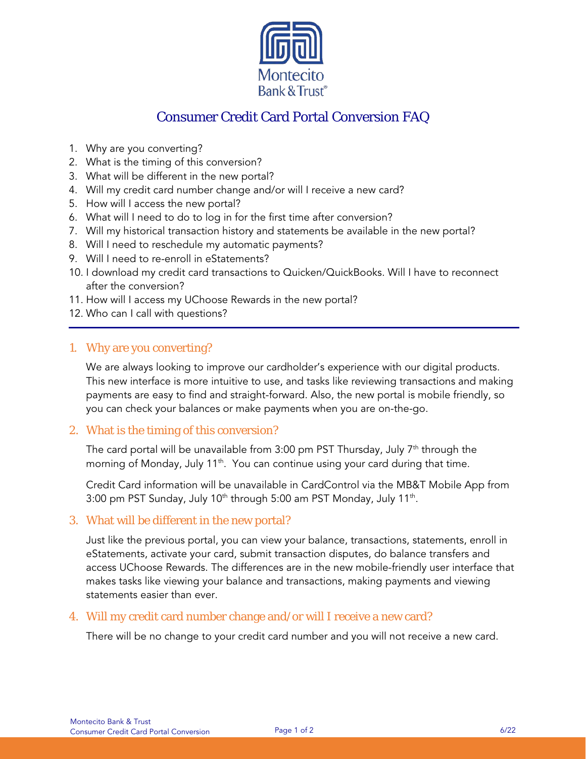Montecito Bank & Trust

# Consumer Credit Card Portal Conversion FAQ

1. Why are you converting?
2. What is the timing of this conversion?
3. What will be different in the new portal?
4. Will my credit card number change and/or will I receive a new card?
5. How will I access the new portal?
6. What will I need to do to log in for the first time after conversion?
7. Will my historical transaction history and statements be available in the new portal?
8. Will I need to reschedule my automatic payments?
9. Will I need to re-enroll in eStatements?
10. I download my credit card transactions to Quicken/QuickBooks. Will I have to reconnect after the conversion?
11. How will I access my UChoose Rewards in the new portal?
12. Who can I call with questions?

---

## 1. Why are you converting?

We are always looking to improve our cardholder's experience with our digital products. This new interface is more intuitive to use, and tasks like reviewing transactions and making payments are easy to find and straight-forward. Also, the new portal is mobile friendly, so you can check your balances or make payments when you are on-the-go.

## 2. What is the timing of this conversion?

The card portal will be unavailable from 3:00 pm PST Thursday, July 7th through the morning of Monday, July 11th. You can continue using your card during that time.

Credit Card information will be unavailable in CardControl via the MB&T Mobile App from 3:00 pm PST Sunday, July 10th through 5:00 am PST Monday, July 11th.

## 3. What will be different in the new portal?

Just like the previous portal, you can view your balance, transactions, statements, enroll in eStatements, activate your card, submit transaction disputes, do balance transfers and access UChoose Rewards. The differences are in the new mobile-friendly user interface that makes tasks like viewing your balance and transactions, making payments and viewing statements easier than ever.

## 4. Will my credit card number change and/or will I receive a new card?

There will be no change to your credit card number and you will not receive a new card.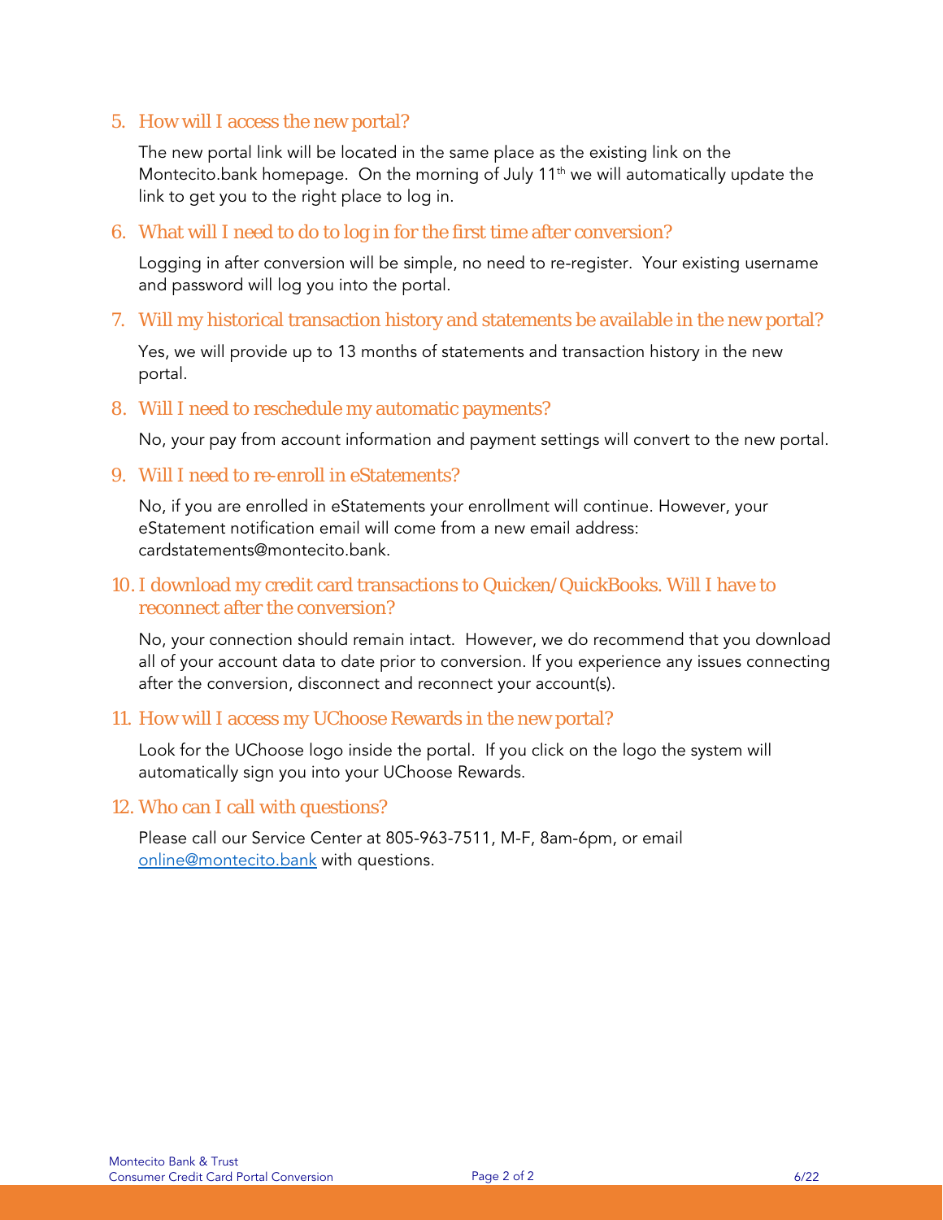## 5. How will I access the new portal?

The new portal link will be located in the same place as the existing link on the Montecito.bank homepage. On the morning of July 11th we will automatically update the link to get you to the right place to log in.

## 6. What will I need to do to log in for the first time after conversion?

Logging in after conversion will be simple, no need to re-register. Your existing username and password will log you into the portal.

## 7. Will my historical transaction history and statements be available in the new portal?

Yes, we will provide up to 13 months of statements and transaction history in the new portal.

## 8. Will I need to reschedule my automatic payments?

No, your pay from account information and payment settings will convert to the new portal.

## 9. Will I need to re-enroll in eStatements?

No, if you are enrolled in eStatements your enrollment will continue. However, your eStatement notification email will come from a new email address: cardstatements@montecito.bank.

## 10. I download my credit card transactions to Quicken/QuickBooks. Will I have to reconnect after the conversion?

No, your connection should remain intact. However, we do recommend that you download all of your account data to date prior to conversion. If you experience any issues connecting after the conversion, disconnect and reconnect your account(s).

## 11. How will I access my UChoose Rewards in the new portal?

Look for the UChoose logo inside the portal. If you click on the logo the system will automatically sign you into your UChoose Rewards.

## 12. Who can I call with questions?

Please call our Service Center at 805-963-7511, M-F, 8am-6pm, or email online@montecito.bank with questions.